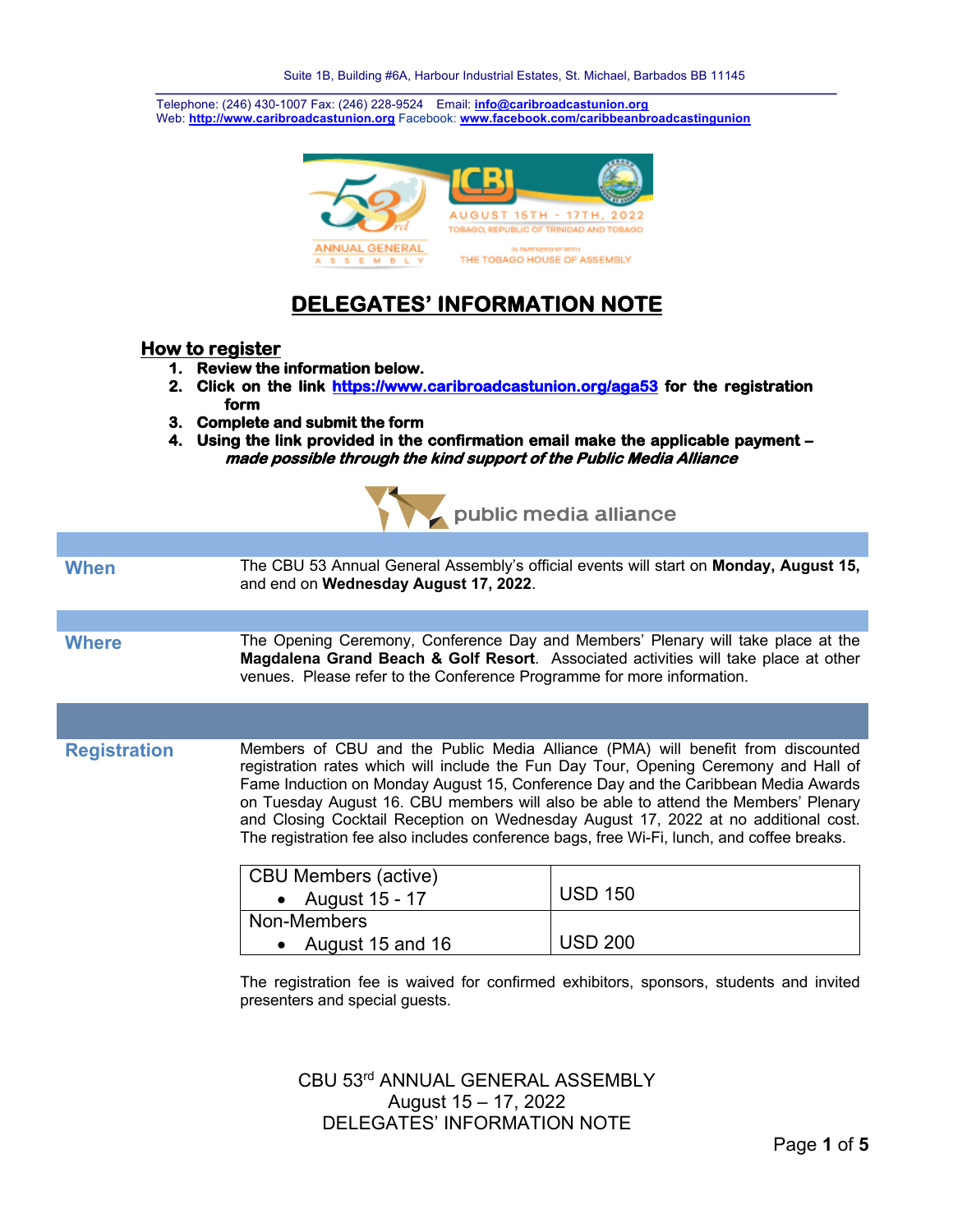Suite 1B, Building #6A, Harbour Industrial Estates, St. Michael, Barbados BB 11145

Telephone: (246) 430-1007 Fax: (246) 228-9524 Email: **info@caribroadcastunion.org**
Web: **http://www.caribroadcastunion.org** Facebook: **www.facebook.com/caribbeanbroadcastingunion**

# DELEGATES' INFORMATION NOTE

## How to register

1. **Review the information below.**
2. **Click on the link https://www.caribroadcastunion.org/aga53 for the registration form**
3. **Complete and submit the form**
4. **Using the link provided in the confirmation email make the applicable payment –** ***made possible through the kind support of the Public Media Alliance***

### When

The CBU 53 Annual General Assembly's official events will start on **Monday, August 15,** and end on **Wednesday August 17, 2022**.

### Where

The Opening Ceremony, Conference Day and Members' Plenary will take place at the **Magdalena Grand Beach & Golf Resort**. Associated activities will take place at other venues. Please refer to the Conference Programme for more information.

### Registration

Members of CBU and the Public Media Alliance (PMA) will benefit from discounted registration rates which will include the Fun Day Tour, Opening Ceremony and Hall of Fame Induction on Monday August 15, Conference Day and the Caribbean Media Awards on Tuesday August 16. CBU members will also be able to attend the Members' Plenary and Closing Cocktail Reception on Wednesday August 17, 2022 at no additional cost. The registration fee also includes conference bags, free Wi-Fi, lunch, and coffee breaks.

| | |
|---|---|
| CBU Members (active)<br>• August 15 - 17 | USD 150 |
| Non-Members<br>• August 15 and 16 | USD 200 |

The registration fee is waived for confirmed exhibitors, sponsors, students and invited presenters and special guests.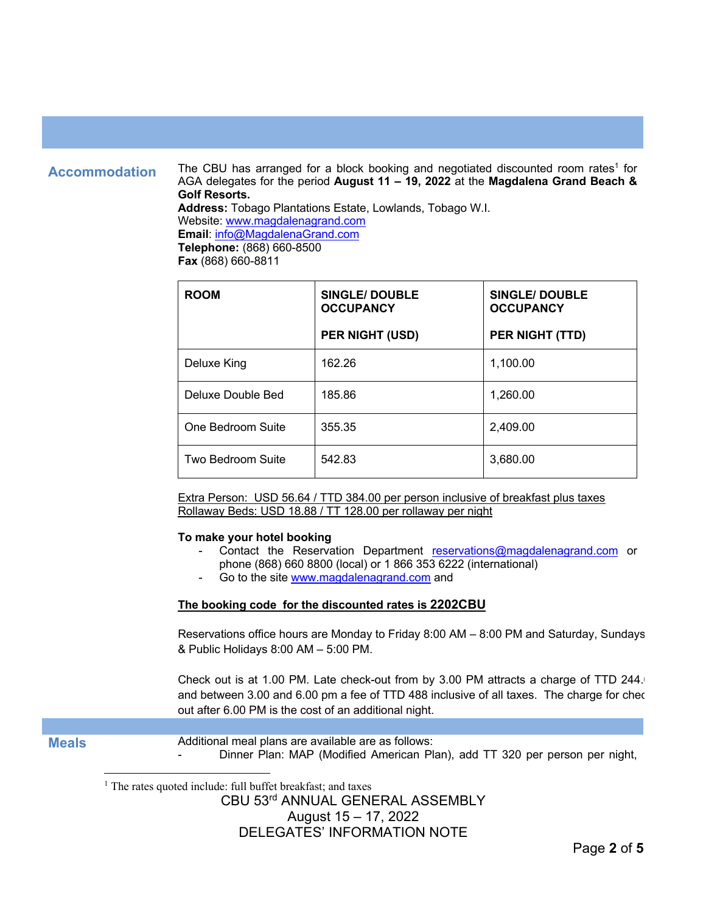## Accommodation

The CBU has arranged for a block booking and negotiated discounted room rates[1] for AGA delegates for the period **August 11 – 19, 2022** at the **Magdalena Grand Beach & Golf Resorts.**
**Address:** Tobago Plantations Estate, Lowlands, Tobago W.I.
Website: www.magdalenagrand.com
**Email**: info@MagdalenaGrand.com
**Telephone:** (868) 660-8500
**Fax** (868) 660-8811

| ROOM | SINGLE/ DOUBLE OCCUPANCY PER NIGHT (USD) | SINGLE/ DOUBLE OCCUPANCY PER NIGHT (TTD) |
|---|---|---|
| Deluxe King | 162.26 | 1,100.00 |
| Deluxe Double Bed | 185.86 | 1,260.00 |
| One Bedroom Suite | 355.35 | 2,409.00 |
| Two Bedroom Suite | 542.83 | 3,680.00 |

Extra Person: USD 56.64 / TTD 384.00 per person inclusive of breakfast plus taxes
Rollaway Beds: USD 18.88 / TT 128.00 per rollaway per night

**To make your hotel booking**

- Contact the Reservation Department reservations@magdalenagrand.com or phone (868) 660 8800 (local) or 1 866 353 6222 (international)
- Go to the site www.magdalenagrand.com and

**The booking code for the discounted rates is 2202CBU**

Reservations office hours are Monday to Friday 8:00 AM – 8:00 PM and Saturday, Sundays & Public Holidays 8:00 AM – 5:00 PM.

Check out is at 1.00 PM. Late check-out from by 3.00 PM attracts a charge of TTD 244.0 and between 3.00 and 6.00 pm a fee of TTD 488 inclusive of all taxes. The charge for check out after 6.00 PM is the cost of an additional night.

## Meals

Additional meal plans are available are as follows:

- Dinner Plan: MAP (Modified American Plan), add TT 320 per person per night,

[1] The rates quoted include: full buffet breakfast; and taxes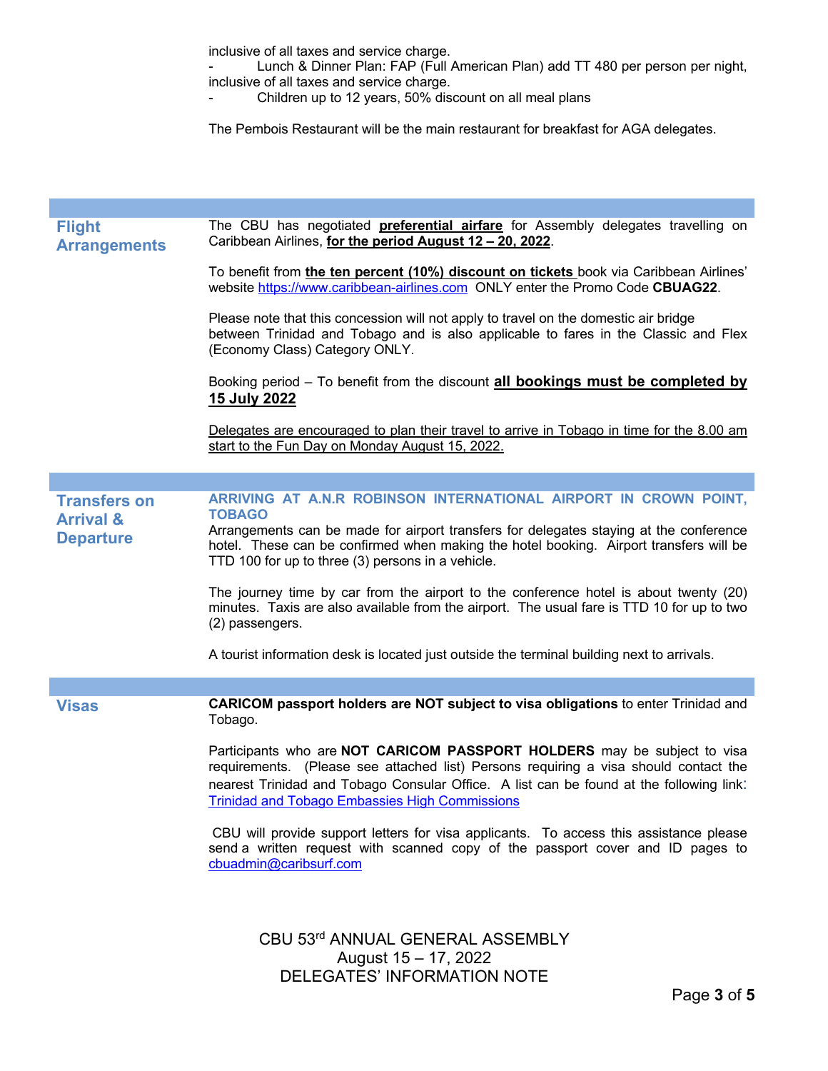inclusive of all taxes and service charge.

- Lunch & Dinner Plan: FAP (Full American Plan) add TT 480 per person per night, inclusive of all taxes and service charge.
- Children up to 12 years, 50% discount on all meal plans

The Pembois Restaurant will be the main restaurant for breakfast for AGA delegates.

## Flight Arrangements

The CBU has negotiated **preferential airfare** for Assembly delegates travelling on Caribbean Airlines, **for the period August 12 – 20, 2022**.

To benefit from **the ten percent (10%) discount on tickets** book via Caribbean Airlines' website https://www.caribbean-airlines.com ONLY enter the Promo Code **CBUAG22**.

Please note that this concession will not apply to travel on the domestic air bridge between Trinidad and Tobago and is also applicable to fares in the Classic and Flex (Economy Class) Category ONLY.

Booking period – To benefit from the discount **all bookings must be completed by 15 July 2022**

Delegates are encouraged to plan their travel to arrive in Tobago in time for the 8.00 am start to the Fun Day on Monday August 15, 2022.

## Transfers on Arrival & Departure

**ARRIVING AT A.N.R ROBINSON INTERNATIONAL AIRPORT IN CROWN POINT, TOBAGO**

Arrangements can be made for airport transfers for delegates staying at the conference hotel. These can be confirmed when making the hotel booking. Airport transfers will be TTD 100 for up to three (3) persons in a vehicle.

The journey time by car from the airport to the conference hotel is about twenty (20) minutes. Taxis are also available from the airport. The usual fare is TTD 10 for up to two (2) passengers.

A tourist information desk is located just outside the terminal building next to arrivals.

## Visas

**CARICOM passport holders are NOT subject to visa obligations** to enter Trinidad and Tobago.

Participants who are **NOT CARICOM PASSPORT HOLDERS** may be subject to visa requirements. (Please see attached list) Persons requiring a visa should contact the nearest Trinidad and Tobago Consular Office. A list can be found at the following link: Trinidad and Tobago Embassies High Commissions

CBU will provide support letters for visa applicants. To access this assistance please send a written request with scanned copy of the passport cover and ID pages to cbuadmin@caribsurf.com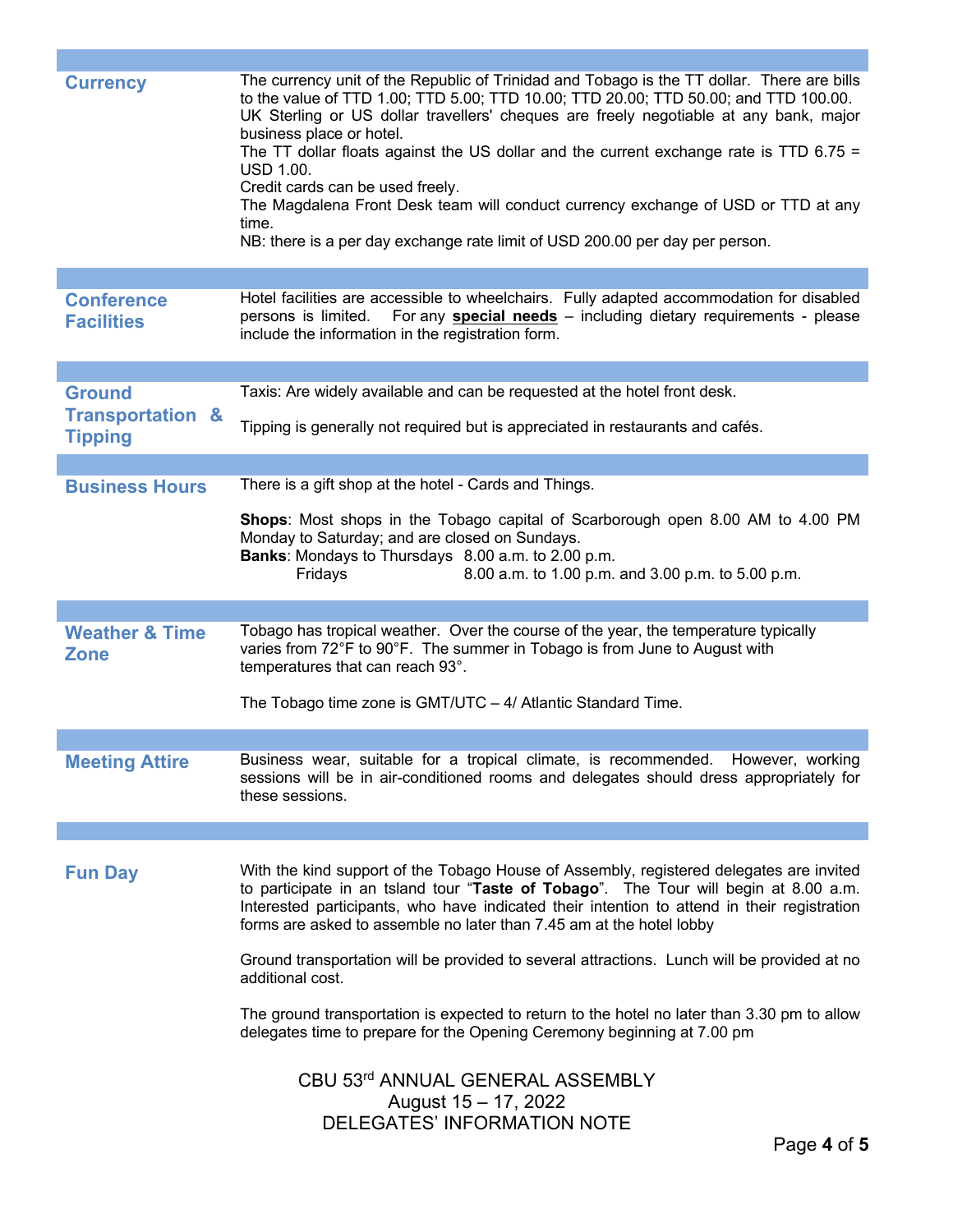## Currency

The currency unit of the Republic of Trinidad and Tobago is the TT dollar. There are bills to the value of TTD 1.00; TTD 5.00; TTD 10.00; TTD 20.00; TTD 50.00; and TTD 100.00. UK Sterling or US dollar travellers' cheques are freely negotiable at any bank, major business place or hotel.
The TT dollar floats against the US dollar and the current exchange rate is TTD 6.75 = USD 1.00.
Credit cards can be used freely.
The Magdalena Front Desk team will conduct currency exchange of USD or TTD at any time.
NB: there is a per day exchange rate limit of USD 200.00 per day per person.

## Conference Facilities

Hotel facilities are accessible to wheelchairs. Fully adapted accommodation for disabled persons is limited. For any **special needs** – including dietary requirements - please include the information in the registration form.

## Ground Transportation & Tipping

Taxis: Are widely available and can be requested at the hotel front desk.

Tipping is generally not required but is appreciated in restaurants and cafés.

## Business Hours

There is a gift shop at the hotel - Cards and Things.

**Shops**: Most shops in the Tobago capital of Scarborough open 8.00 AM to 4.00 PM Monday to Saturday; and are closed on Sundays.
**Banks**: Mondays to Thursdays 8.00 a.m. to 2.00 p.m.
Fridays 8.00 a.m. to 1.00 p.m. and 3.00 p.m. to 5.00 p.m.

## Weather & Time Zone

Tobago has tropical weather. Over the course of the year, the temperature typically varies from 72°F to 90°F. The summer in Tobago is from June to August with temperatures that can reach 93°.

The Tobago time zone is GMT/UTC – 4/ Atlantic Standard Time.

## Meeting Attire

Business wear, suitable for a tropical climate, is recommended. However, working sessions will be in air-conditioned rooms and delegates should dress appropriately for these sessions.

## Fun Day

With the kind support of the Tobago House of Assembly, registered delegates are invited to participate in an tsland tour "**Taste of Tobago**". The Tour will begin at 8.00 a.m. Interested participants, who have indicated their intention to attend in their registration forms are asked to assemble no later than 7.45 am at the hotel lobby

Ground transportation will be provided to several attractions. Lunch will be provided at no additional cost.

The ground transportation is expected to return to the hotel no later than 3.30 pm to allow delegates time to prepare for the Opening Ceremony beginning at 7.00 pm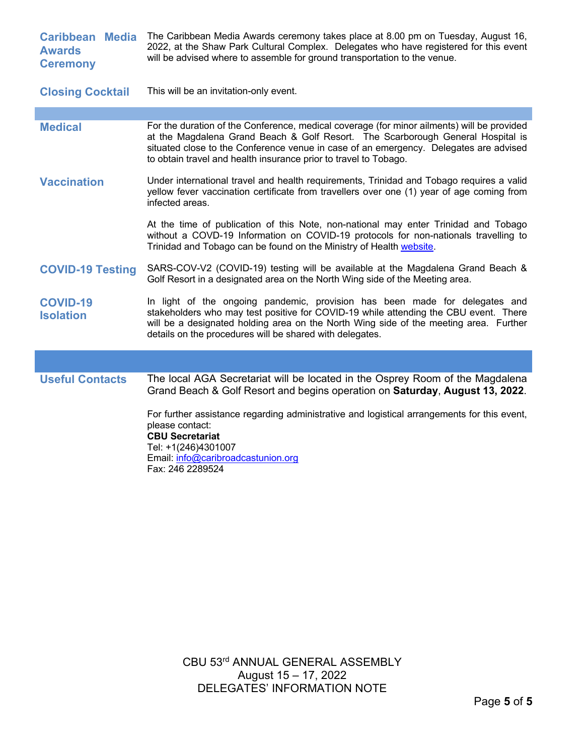**Caribbean Media Awards Ceremony**

The Caribbean Media Awards ceremony takes place at 8.00 pm on Tuesday, August 16, 2022, at the Shaw Park Cultural Complex. Delegates who have registered for this event will be advised where to assemble for ground transportation to the venue.

**Closing Cocktail**

This will be an invitation-only event.

**Medical**

For the duration of the Conference, medical coverage (for minor ailments) will be provided at the Magdalena Grand Beach & Golf Resort. The Scarborough General Hospital is situated close to the Conference venue in case of an emergency. Delegates are advised to obtain travel and health insurance prior to travel to Tobago.

**Vaccination**

Under international travel and health requirements, Trinidad and Tobago requires a valid yellow fever vaccination certificate from travellers over one (1) year of age coming from infected areas.

At the time of publication of this Note, non-national may enter Trinidad and Tobago without a COVD-19 Information on COVID-19 protocols for non-nationals travelling to Trinidad and Tobago can be found on the Ministry of Health [website](website).

**COVID-19 Testing**

SARS-COV-V2 (COVID-19) testing will be available at the Magdalena Grand Beach & Golf Resort in a designated area on the North Wing side of the Meeting area.

**COVID-19 Isolation**

In light of the ongoing pandemic, provision has been made for delegates and stakeholders who may test positive for COVID-19 while attending the CBU event. There will be a designated holding area on the North Wing side of the meeting area. Further details on the procedures will be shared with delegates.

**Useful Contacts**

The local AGA Secretariat will be located in the Osprey Room of the Magdalena Grand Beach & Golf Resort and begins operation on **Saturday**, **August 13, 2022**.

For further assistance regarding administrative and logistical arrangements for this event, please contact:
**CBU Secretariat**
Tel: +1(246)4301007
Email: info@caribroadcastunion.org
Fax: 246 2289524